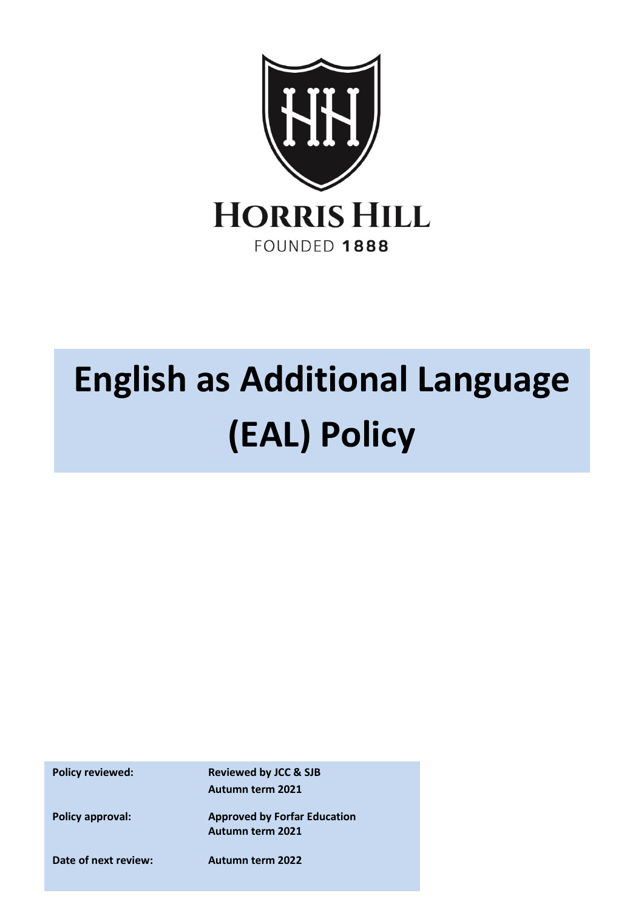HORRIS HILL

FOUNDED 1888

# English as Additional Language (EAL) Policy

| | |
|---|---|
| **Policy reviewed:** | **Reviewed by JCC & SJB**<br>**Autumn term 2021** |
| **Policy approval:** | **Approved by Forfar Education**<br>**Autumn term 2021** |
| **Date of next review:** | **Autumn term 2022** |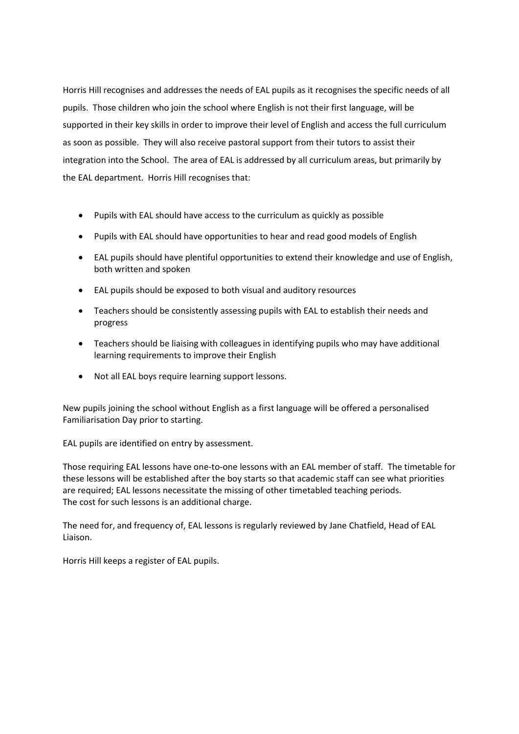Horris Hill recognises and addresses the needs of EAL pupils as it recognises the specific needs of all pupils. Those children who join the school where English is not their first language, will be supported in their key skills in order to improve their level of English and access the full curriculum as soon as possible. They will also receive pastoral support from their tutors to assist their integration into the School. The area of EAL is addressed by all curriculum areas, but primarily by the EAL department. Horris Hill recognises that:

- Pupils with EAL should have access to the curriculum as quickly as possible
- Pupils with EAL should have opportunities to hear and read good models of English
- EAL pupils should have plentiful opportunities to extend their knowledge and use of English, both written and spoken
- EAL pupils should be exposed to both visual and auditory resources
- Teachers should be consistently assessing pupils with EAL to establish their needs and progress
- Teachers should be liaising with colleagues in identifying pupils who may have additional learning requirements to improve their English
- Not all EAL boys require learning support lessons.

New pupils joining the school without English as a first language will be offered a personalised Familiarisation Day prior to starting.

EAL pupils are identified on entry by assessment.

Those requiring EAL lessons have one-to-one lessons with an EAL member of staff. The timetable for these lessons will be established after the boy starts so that academic staff can see what priorities are required; EAL lessons necessitate the missing of other timetabled teaching periods.
The cost for such lessons is an additional charge.

The need for, and frequency of, EAL lessons is regularly reviewed by Jane Chatfield, Head of EAL Liaison.

Horris Hill keeps a register of EAL pupils.